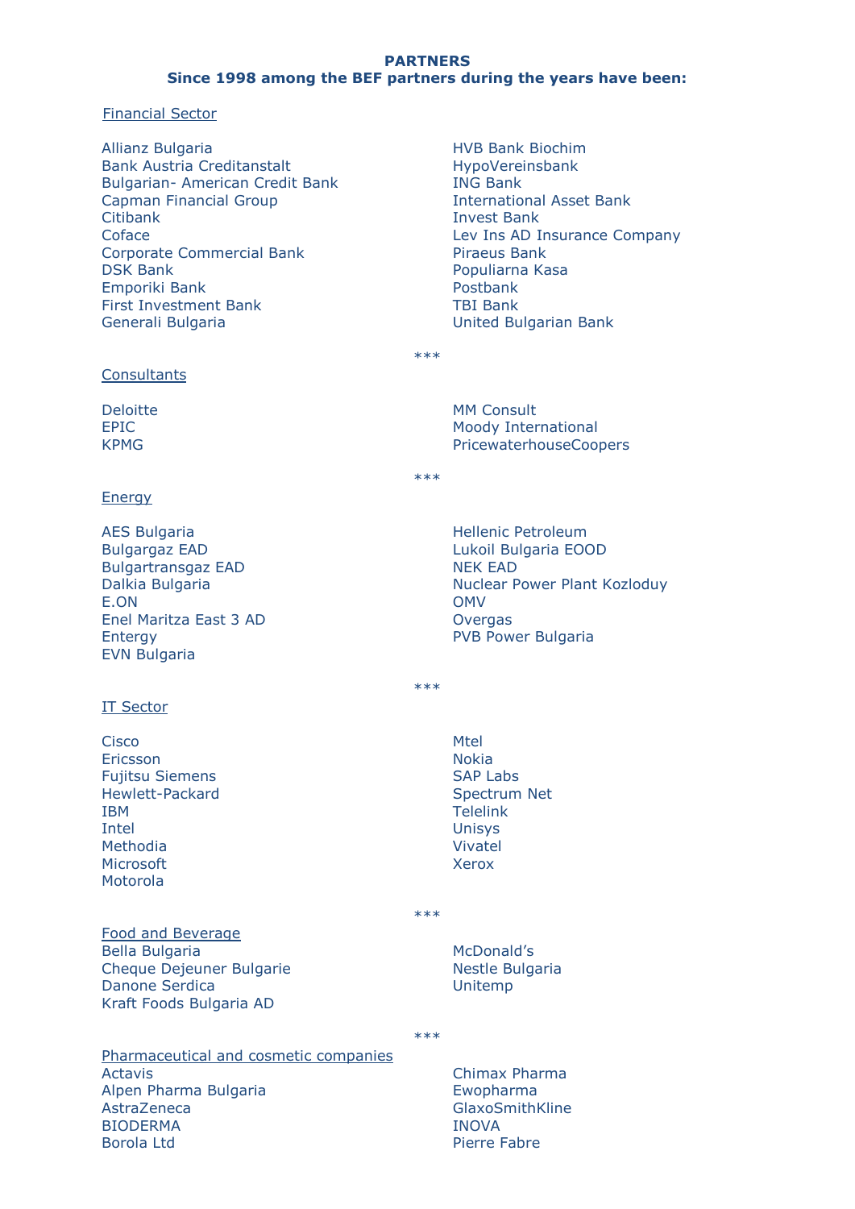**PARTNERS**
**Since 1998 among the BEF partners during the years have been:**

Financial Sector

Allianz Bulgaria
Bank Austria Creditanstalt
Bulgarian- American Credit Bank
Capman Financial Group
Citibank
Coface
Corporate Commercial Bank
DSK Bank
Emporiki Bank
First Investment Bank
Generali Bulgaria
HVB Bank Biochim
HypoVereinsbank
ING Bank
International Asset Bank
Invest Bank
Lev Ins AD Insurance Company
Piraeus Bank
Populiarna Kasa
Postbank
TBI Bank
United Bulgarian Bank

***

Consultants

Deloitte
EPIC
KPMG
MM Consult
Moody International
PricewaterhouseCoopers

***

Energy

AES Bulgaria
Bulgargaz EAD
Bulgartransgaz EAD
Dalkia Bulgaria
E.ON
Enel Maritza East 3 AD
Entergy
EVN Bulgaria
Hellenic Petroleum
Lukoil Bulgaria EOOD
NEK EAD
Nuclear Power Plant Kozloduy
OMV
Overgas
PVB Power Bulgaria

***

IT Sector

Cisco
Ericsson
Fujitsu Siemens
Hewlett-Packard
IBM
Intel
Methodia
Microsoft
Motorola
Mtel
Nokia
SAP Labs
Spectrum Net
Telelink
Unisys
Vivatel
Xerox

***

Food and Beverage

Bella Bulgaria
Cheque Dejeuner Bulgarie
Danone Serdica
Kraft Foods Bulgaria AD
McDonald's
Nestle Bulgaria
Unitemp

***

Pharmaceutical and cosmetic companies

Actavis
Alpen Pharma Bulgaria
AstraZeneca
BIODERMA
Borola Ltd
Chimax Pharma
Ewopharma
GlaxoSmithKline
INOVA
Pierre Fabre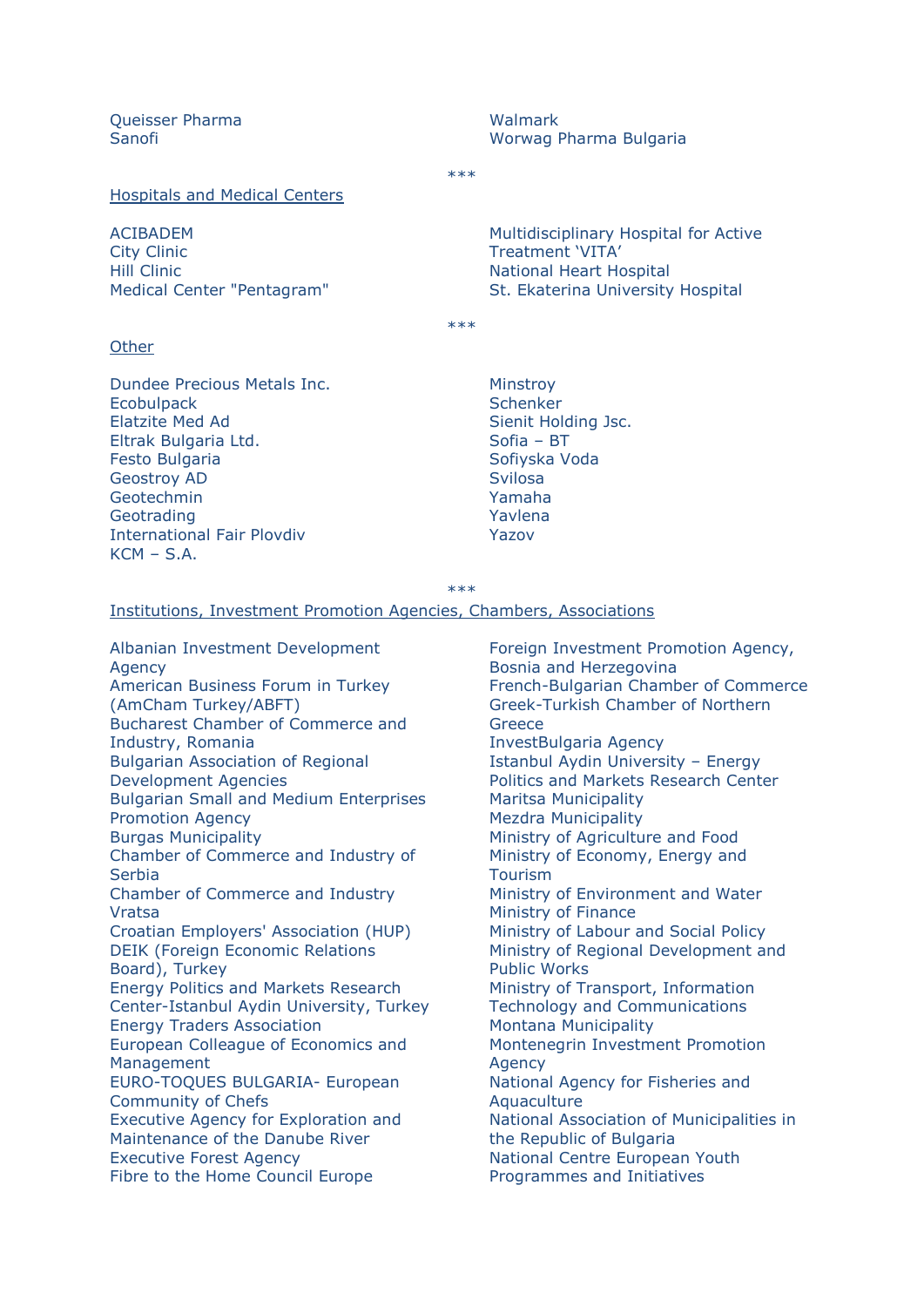Queisser Pharma
Sanofi
Walmark
Worwag Pharma Bulgaria

***

## Hospitals and Medical Centers

ACIBADEM
City Clinic
Hill Clinic
Medical Center "Pentagram"
Multidisciplinary Hospital for Active Treatment 'VITA'
National Heart Hospital
St. Ekaterina University Hospital

***

## Other

Dundee Precious Metals Inc.
Ecobulpack
Elatzite Med Ad
Eltrak Bulgaria Ltd.
Festo Bulgaria
Geostroy AD
Geotechmin
Geotrading
International Fair Plovdiv
KCM – S.A.
Minstroy
Schenker
Sienit Holding Jsc.
Sofia – BT
Sofiyska Voda
Svilosa
Yamaha
Yavlena
Yazov

***

## Institutions, Investment Promotion Agencies, Chambers, Associations

Albanian Investment Development Agency
American Business Forum in Turkey (AmCham Turkey/ABFT)
Bucharest Chamber of Commerce and Industry, Romania
Bulgarian Association of Regional Development Agencies
Bulgarian Small and Medium Enterprises Promotion Agency
Burgas Municipality
Chamber of Commerce and Industry of Serbia
Chamber of Commerce and Industry Vratsa
Croatian Employers' Association (HUP)
DEIK (Foreign Economic Relations Board), Turkey
Energy Politics and Markets Research Center-Istanbul Aydin University, Turkey
Energy Traders Association
European Colleague of Economics and Management
EURO-TOQUES BULGARIA- European Community of Chefs
Executive Agency for Exploration and Maintenance of the Danube River
Executive Forest Agency
Fibre to the Home Council Europe
Foreign Investment Promotion Agency, Bosnia and Herzegovina
French-Bulgarian Chamber of Commerce
Greek-Turkish Chamber of Northern Greece
InvestBulgaria Agency
Istanbul Aydin University – Energy Politics and Markets Research Center
Maritsa Municipality
Mezdra Municipality
Ministry of Agriculture and Food
Ministry of Economy, Energy and Tourism
Ministry of Environment and Water
Ministry of Finance
Ministry of Labour and Social Policy
Ministry of Regional Development and Public Works
Ministry of Transport, Information Technology and Communications
Montana Municipality
Montenegrin Investment Promotion Agency
National Agency for Fisheries and Aquaculture
National Association of Municipalities in the Republic of Bulgaria
National Centre European Youth Programmes and Initiatives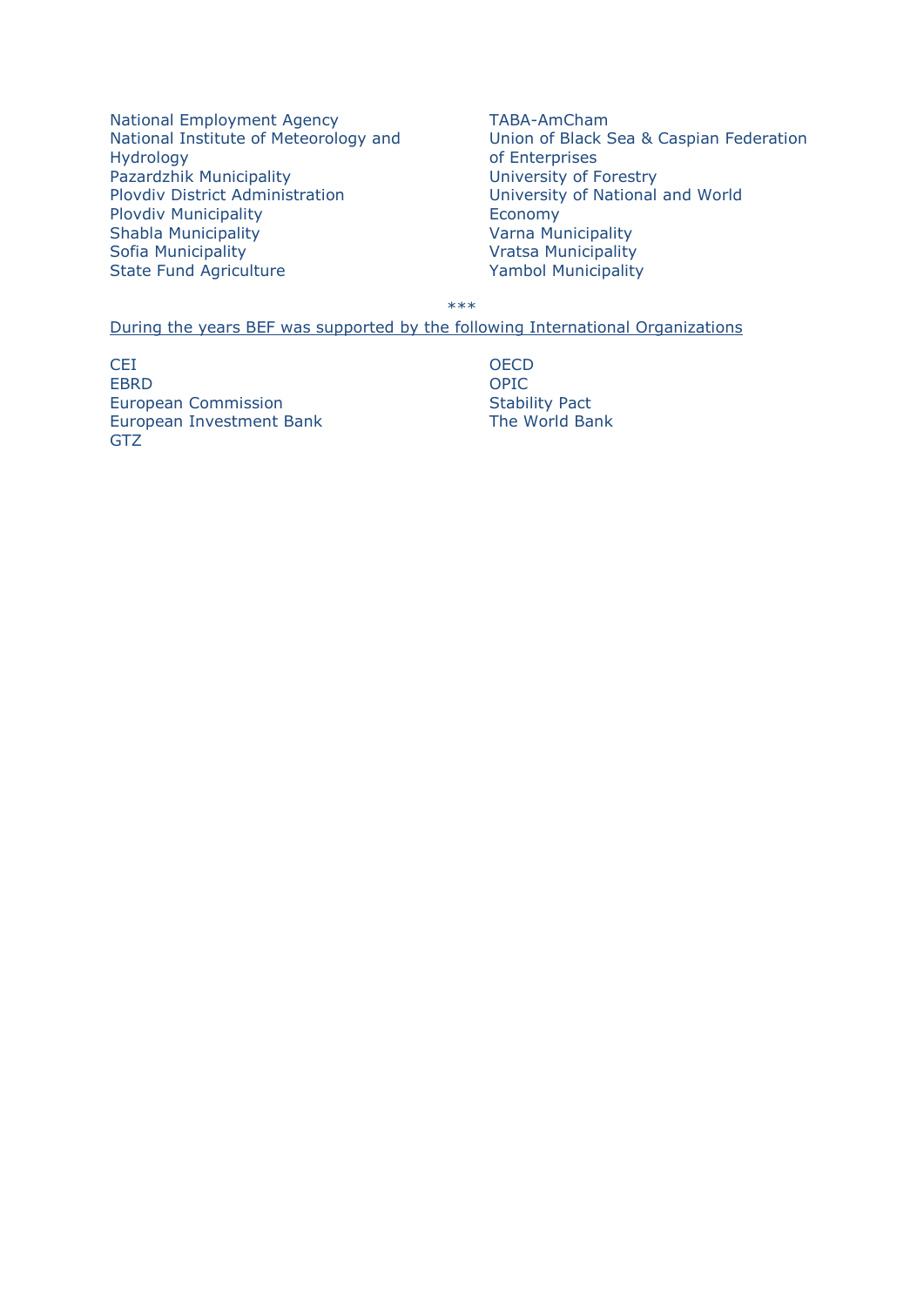National Employment Agency
National Institute of Meteorology and Hydrology
Pazardzhik Municipality
Plovdiv District Administration
Plovdiv Municipality
Shabla Municipality
Sofia Municipality
State Fund Agriculture
TABA-AmCham
Union of Black Sea & Caspian Federation of Enterprises
University of Forestry
University of National and World Economy
Varna Municipality
Vratsa Municipality
Yambol Municipality

***

<u>During the years BEF was supported by the following International Organizations</u>

CEI
EBRD
European Commission
European Investment Bank
GTZ
OECD
OPIC
Stability Pact
The World Bank